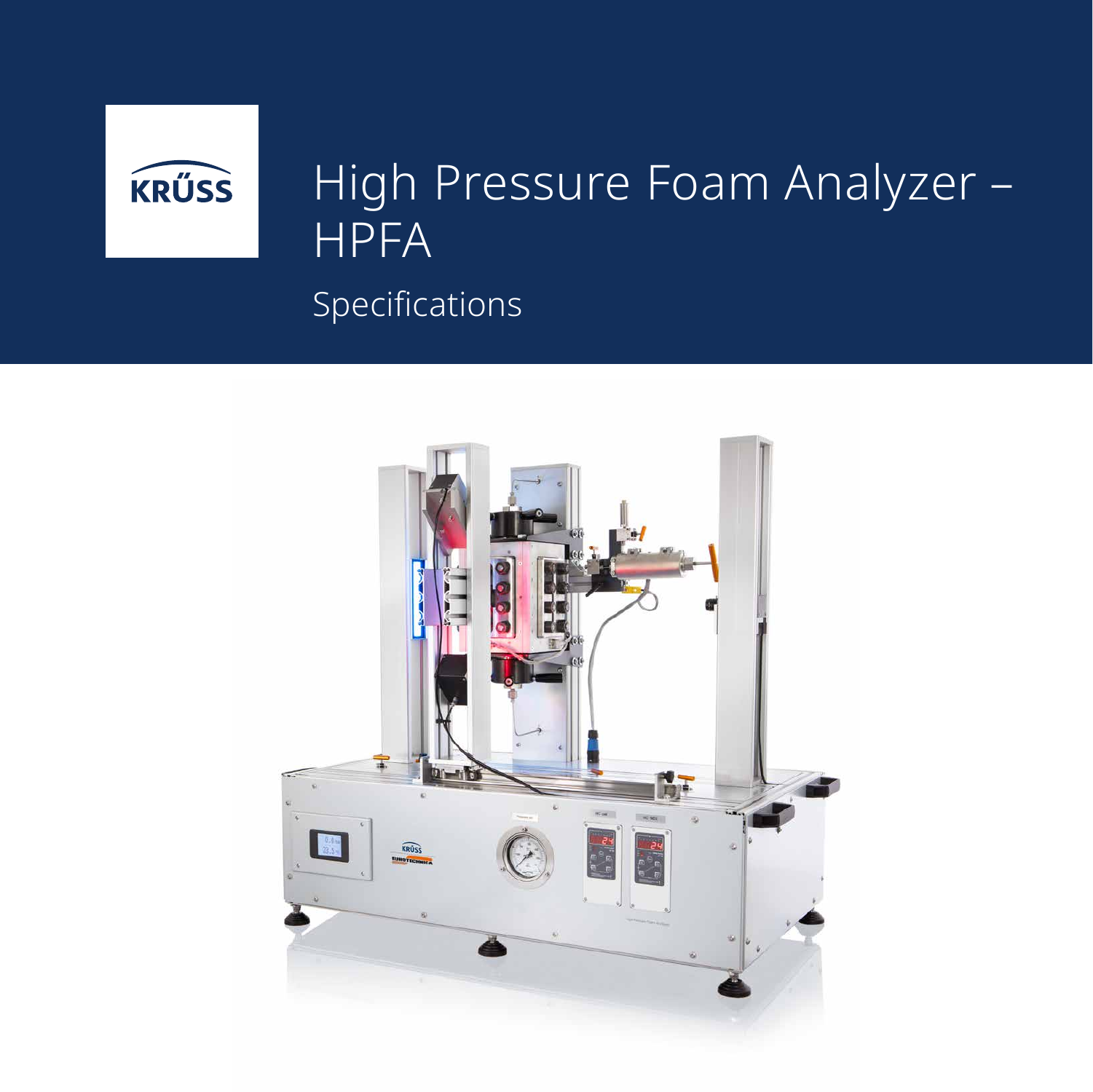KRÜSS

# High Pressure Foam Analyzer – HPFA

## Specifications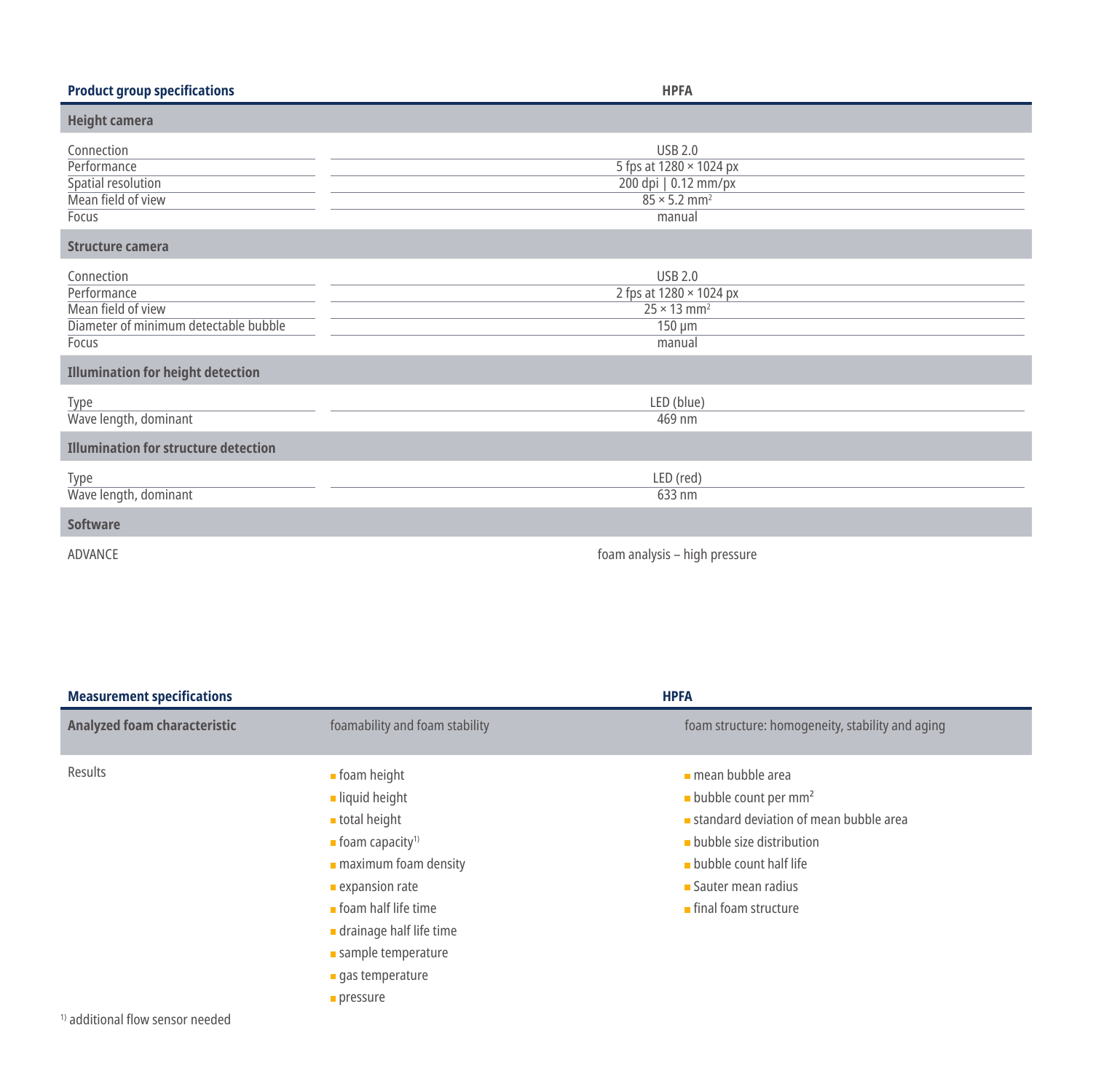| Product group specifications | HPFA |
|---|---|
| **Height camera** | |
| Connection | USB 2.0 |
| Performance | 5 fps at 1280 × 1024 px |
| Spatial resolution | 200 dpi \| 0.12 mm/px |
| Mean field of view | 85 × 5.2 mm² |
| Focus | manual |
| **Structure camera** | |
| Connection | USB 2.0 |
| Performance | 2 fps at 1280 × 1024 px |
| Mean field of view | 25 × 13 mm² |
| Diameter of minimum detectable bubble | 150 µm |
| Focus | manual |
| **Illumination for height detection** | |
| Type | LED (blue) |
| Wave length, dominant | 469 nm |
| **Illumination for structure detection** | |
| Type | LED (red) |
| Wave length, dominant | 633 nm |
| **Software** | |
| ADVANCE | foam analysis – high pressure |

| Measurement specifications | HPFA | |
|---|---|---|
| **Analyzed foam characteristic** | foamability and foam stability | foam structure: homogeneity, stability and aging |
| Results | ▪ foam height<br>▪ liquid height<br>▪ total height<br>▪ foam capacity[1)]<br>▪ maximum foam density<br>▪ expansion rate<br>▪ foam half life time<br>▪ drainage half life time<br>▪ sample temperature<br>▪ gas temperature<br>▪ pressure | ▪ mean bubble area<br>▪ bubble count per mm²<br>▪ standard deviation of mean bubble area<br>▪ bubble size distribution<br>▪ bubble count half life<br>▪ Sauter mean radius<br>▪ final foam structure |

[1)] additional flow sensor needed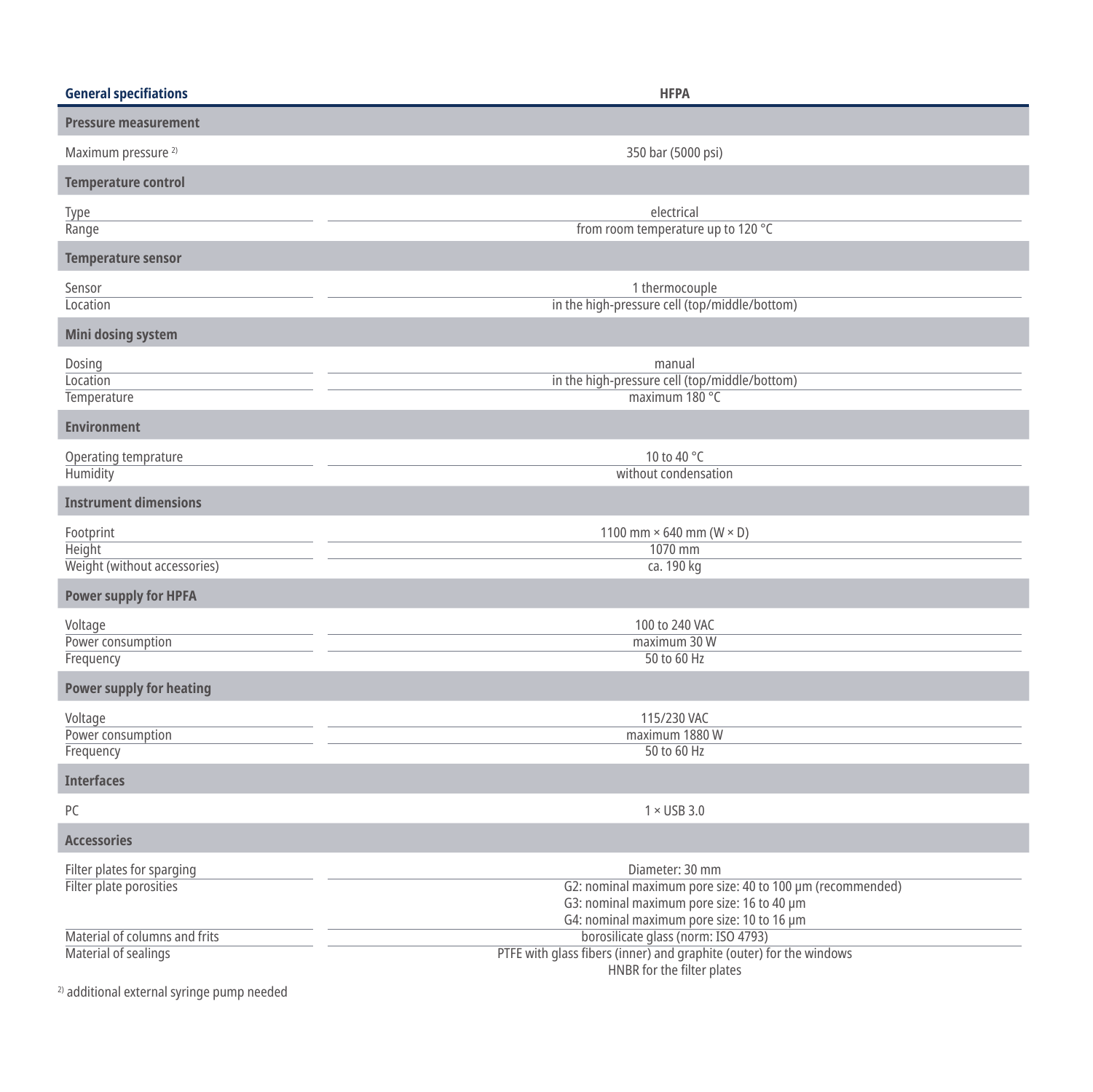| General specifiations | HFPA |
| --- | --- |
| **Pressure measurement** | |
| Maximum pressure [2] | 350 bar (5000 psi) |
| **Temperature control** | |
| Type | electrical |
| Range | from room temperature up to 120 °C |
| **Temperature sensor** | |
| Sensor | 1 thermocouple |
| Location | in the high-pressure cell (top/middle/bottom) |
| **Mini dosing system** | |
| Dosing | manual |
| Location | in the high-pressure cell (top/middle/bottom) |
| Temperature | maximum 180 °C |
| **Environment** | |
| Operating temprature | 10 to 40 °C |
| Humidity | without condensation |
| **Instrument dimensions** | |
| Footprint | 1100 mm × 640 mm (W × D) |
| Height | 1070 mm |
| Weight (without accessories) | ca. 190 kg |
| **Power supply for HPFA** | |
| Voltage | 100 to 240 VAC |
| Power consumption | maximum 30 W |
| Frequency | 50 to 60 Hz |
| **Power supply for heating** | |
| Voltage | 115/230 VAC |
| Power consumption | maximum 1880 W |
| Frequency | 50 to 60 Hz |
| **Interfaces** | |
| PC | 1 × USB 3.0 |
| **Accessories** | |
| Filter plates for sparging | Diameter: 30 mm |
| Filter plate porosities | G2: nominal maximum pore size: 40 to 100 µm (recommended)<br>G3: nominal maximum pore size: 16 to 40 µm<br>G4: nominal maximum pore size: 10 to 16 µm |
| Material of columns and frits | borosilicate glass (norm: ISO 4793) |
| Material of sealings | PTFE with glass fibers (inner) and graphite (outer) for the windows<br>HNBR for the filter plates |

[2] additional external syringe pump needed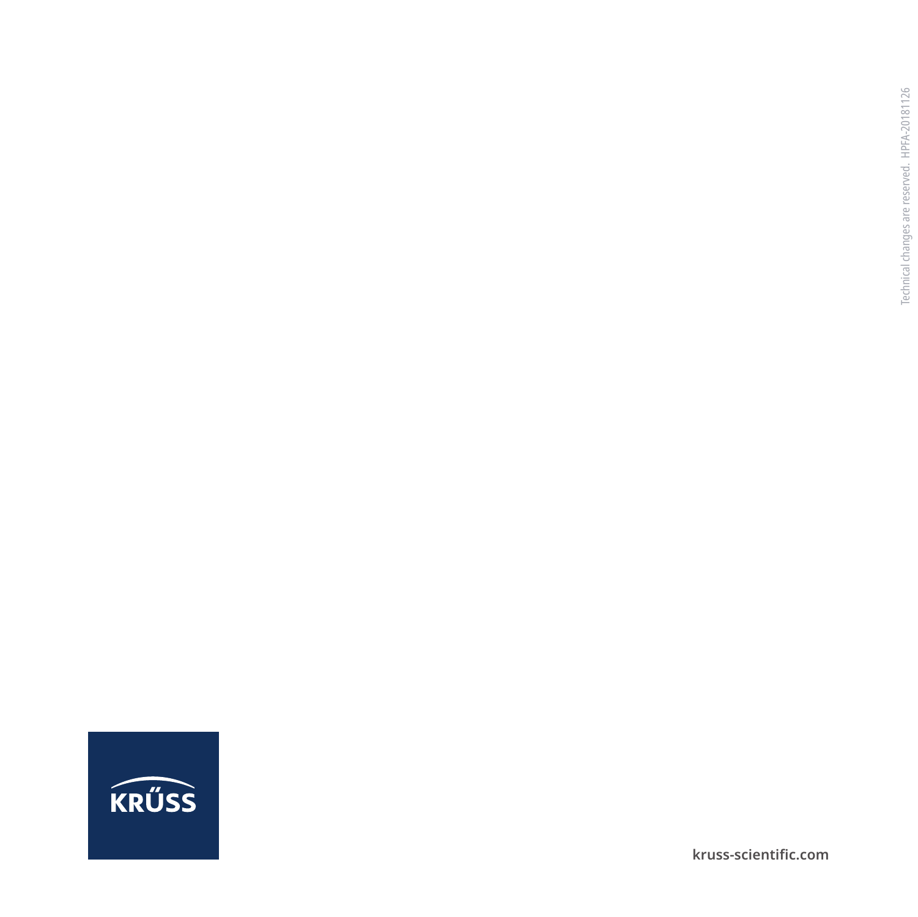Technical changes are reserved. HPFA-20181126

KRÜSS

kruss-scientific.com